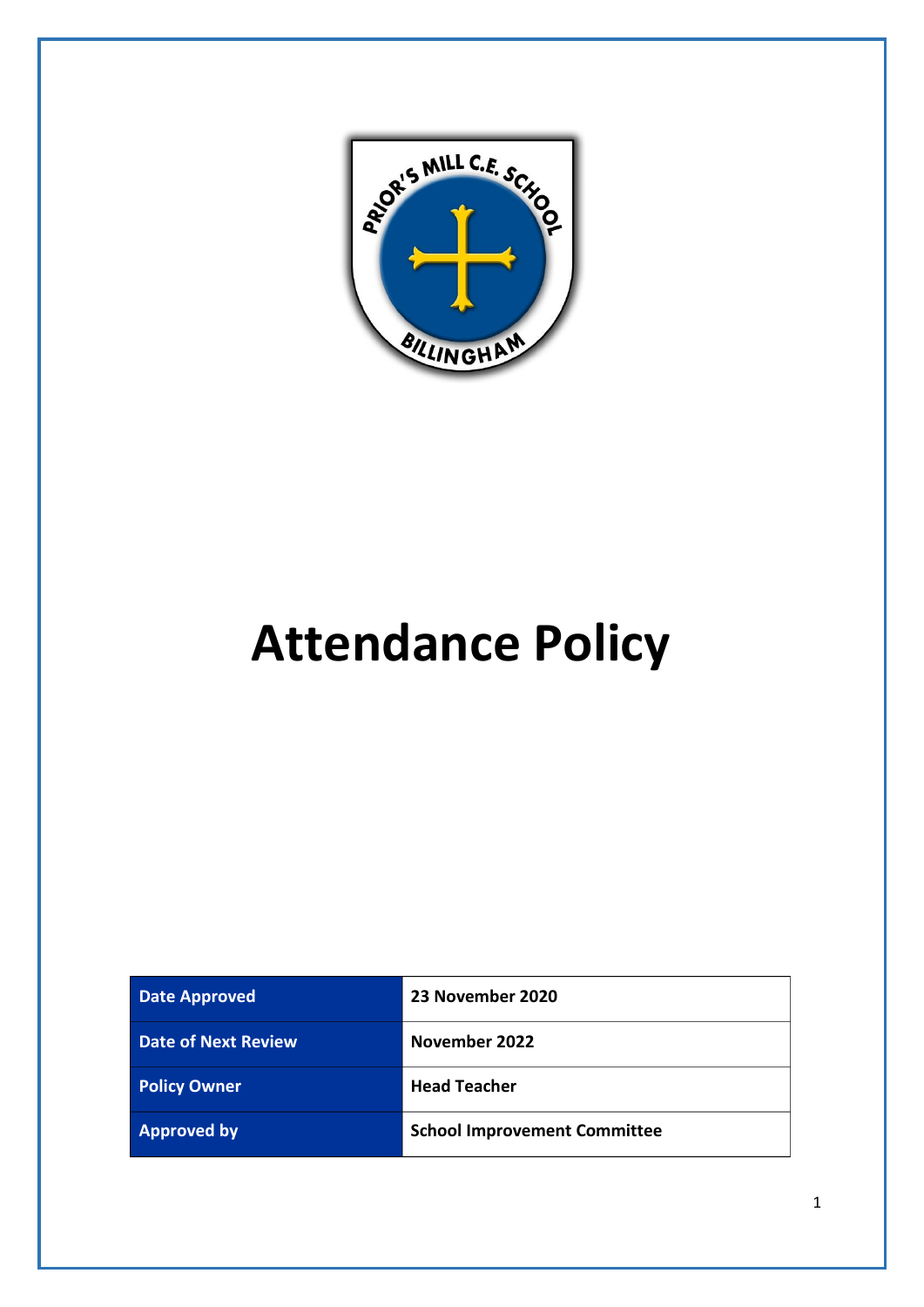# Attendance Policy

| Date Approved | 23 November 2020 |
| --- | --- |
| Date of Next Review | November 2022 |
| Policy Owner | Head Teacher |
| Approved by | School Improvement Committee |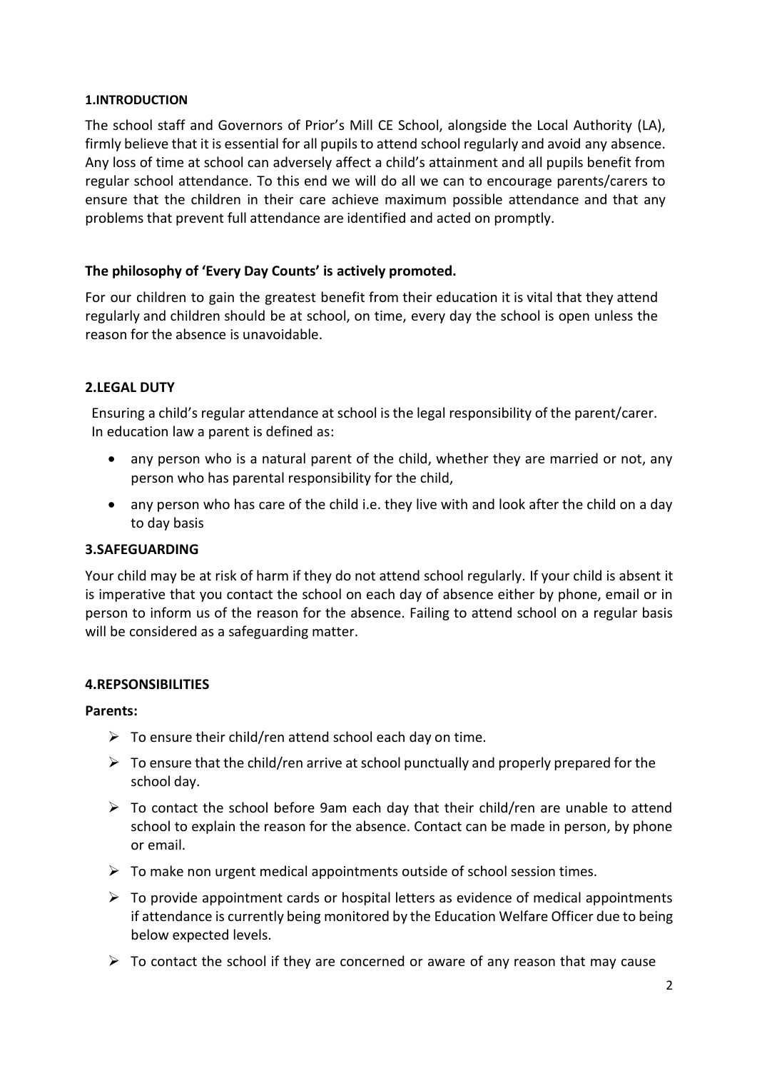## 1.INTRODUCTION

The school staff and Governors of Prior's Mill CE School, alongside the Local Authority (LA), firmly believe that it is essential for all pupils to attend school regularly and avoid any absence. Any loss of time at school can adversely affect a child's attainment and all pupils benefit from regular school attendance. To this end we will do all we can to encourage parents/carers to ensure that the children in their care achieve maximum possible attendance and that any problems that prevent full attendance are identified and acted on promptly.

**The philosophy of 'Every Day Counts' is actively promoted.**

For our children to gain the greatest benefit from their education it is vital that they attend regularly and children should be at school, on time, every day the school is open unless the reason for the absence is unavoidable.

## 2.LEGAL DUTY

Ensuring a child's regular attendance at school is the legal responsibility of the parent/carer. In education law a parent is defined as:

- any person who is a natural parent of the child, whether they are married or not, any person who has parental responsibility for the child,
- any person who has care of the child i.e. they live with and look after the child on a day to day basis

## 3.SAFEGUARDING

Your child may be at risk of harm if they do not attend school regularly. If your child is absent it is imperative that you contact the school on each day of absence either by phone, email or in person to inform us of the reason for the absence. Failing to attend school on a regular basis will be considered as a safeguarding matter.

## 4.REPSONSIBILITIES

**Parents:**

- To ensure their child/ren attend school each day on time.
- To ensure that the child/ren arrive at school punctually and properly prepared for the school day.
- To contact the school before 9am each day that their child/ren are unable to attend school to explain the reason for the absence. Contact can be made in person, by phone or email.
- To make non urgent medical appointments outside of school session times.
- To provide appointment cards or hospital letters as evidence of medical appointments if attendance is currently being monitored by the Education Welfare Officer due to being below expected levels.
- To contact the school if they are concerned or aware of any reason that may cause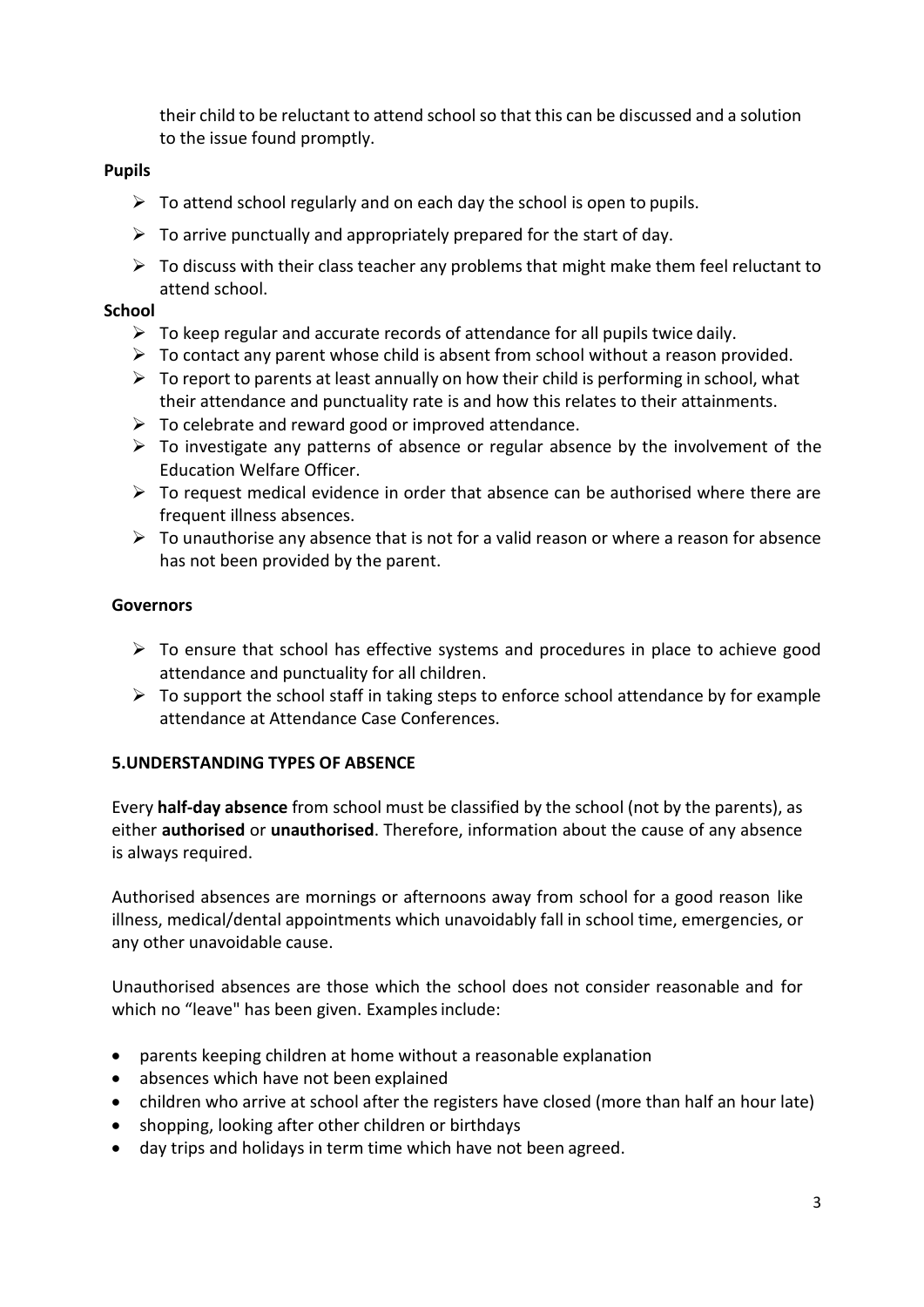their child to be reluctant to attend school so that this can be discussed and a solution to the issue found promptly.

**Pupils**

- To attend school regularly and on each day the school is open to pupils.
- To arrive punctually and appropriately prepared for the start of day.
- To discuss with their class teacher any problems that might make them feel reluctant to attend school.

**School**

- To keep regular and accurate records of attendance for all pupils twice daily.
- To contact any parent whose child is absent from school without a reason provided.
- To report to parents at least annually on how their child is performing in school, what their attendance and punctuality rate is and how this relates to their attainments.
- To celebrate and reward good or improved attendance.
- To investigate any patterns of absence or regular absence by the involvement of the Education Welfare Officer.
- To request medical evidence in order that absence can be authorised where there are frequent illness absences.
- To unauthorise any absence that is not for a valid reason or where a reason for absence has not been provided by the parent.

**Governors**

- To ensure that school has effective systems and procedures in place to achieve good attendance and punctuality for all children.
- To support the school staff in taking steps to enforce school attendance by for example attendance at Attendance Case Conferences.

## 5.UNDERSTANDING TYPES OF ABSENCE

Every **half-day absence** from school must be classified by the school (not by the parents), as either **authorised** or **unauthorised**. Therefore, information about the cause of any absence is always required.

Authorised absences are mornings or afternoons away from school for a good reason like illness, medical/dental appointments which unavoidably fall in school time, emergencies, or any other unavoidable cause.

Unauthorised absences are those which the school does not consider reasonable and for which no "leave" has been given. Examples include:

- parents keeping children at home without a reasonable explanation
- absences which have not been explained
- children who arrive at school after the registers have closed (more than half an hour late)
- shopping, looking after other children or birthdays
- day trips and holidays in term time which have not been agreed.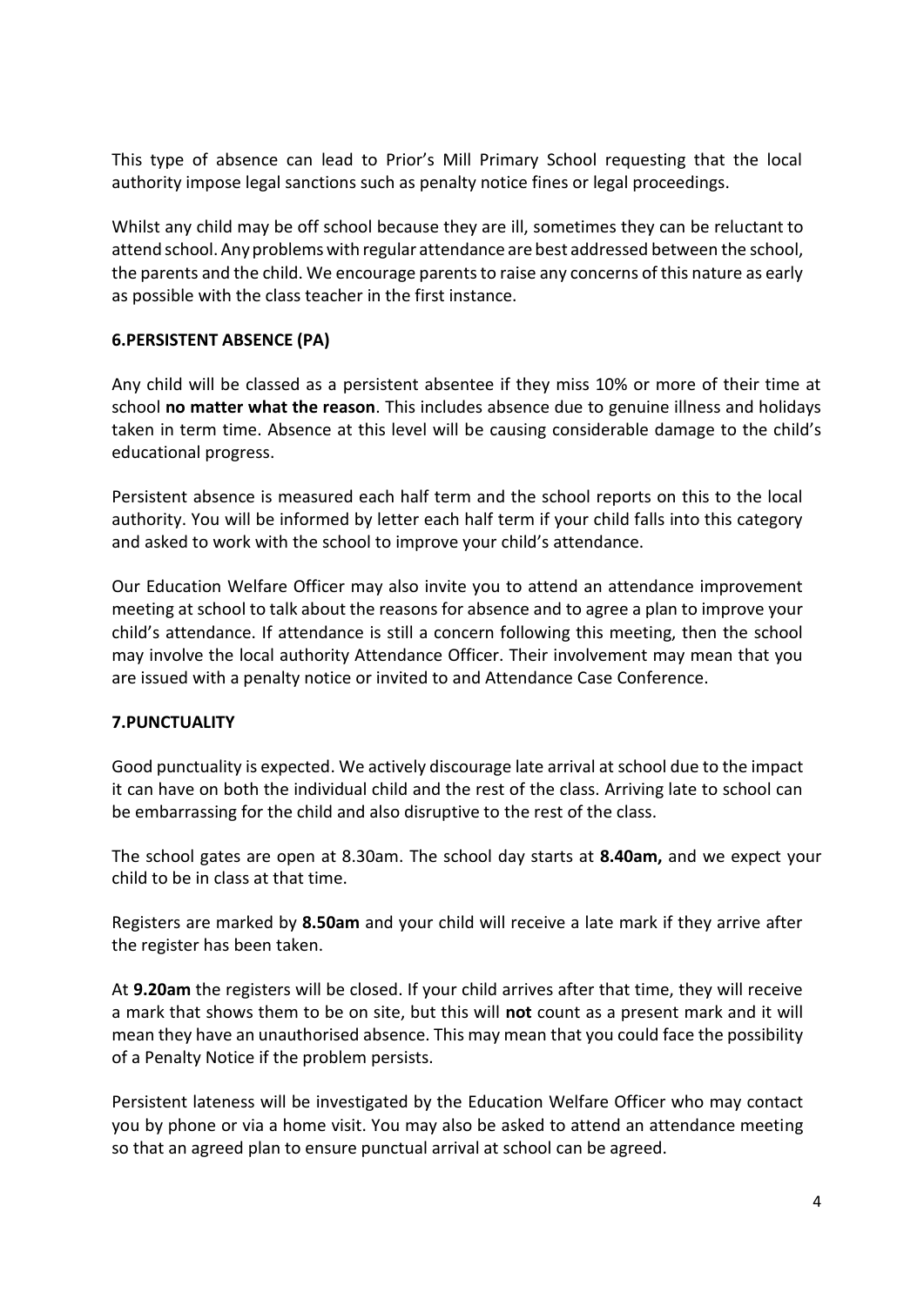This type of absence can lead to Prior's Mill Primary School requesting that the local authority impose legal sanctions such as penalty notice fines or legal proceedings.

Whilst any child may be off school because they are ill, sometimes they can be reluctant to attend school. Any problems with regular attendance are best addressed between the school, the parents and the child. We encourage parents to raise any concerns of this nature as early as possible with the class teacher in the first instance.

## 6.PERSISTENT ABSENCE (PA)

Any child will be classed as a persistent absentee if they miss 10% or more of their time at school **no matter what the reason**. This includes absence due to genuine illness and holidays taken in term time. Absence at this level will be causing considerable damage to the child's educational progress.

Persistent absence is measured each half term and the school reports on this to the local authority. You will be informed by letter each half term if your child falls into this category and asked to work with the school to improve your child's attendance.

Our Education Welfare Officer may also invite you to attend an attendance improvement meeting at school to talk about the reasons for absence and to agree a plan to improve your child's attendance. If attendance is still a concern following this meeting, then the school may involve the local authority Attendance Officer. Their involvement may mean that you are issued with a penalty notice or invited to and Attendance Case Conference.

## 7.PUNCTUALITY

Good punctuality is expected. We actively discourage late arrival at school due to the impact it can have on both the individual child and the rest of the class. Arriving late to school can be embarrassing for the child and also disruptive to the rest of the class.

The school gates are open at 8.30am. The school day starts at **8.40am,** and we expect your child to be in class at that time.

Registers are marked by **8.50am** and your child will receive a late mark if they arrive after the register has been taken.

At **9.20am** the registers will be closed. If your child arrives after that time, they will receive a mark that shows them to be on site, but this will **not** count as a present mark and it will mean they have an unauthorised absence. This may mean that you could face the possibility of a Penalty Notice if the problem persists.

Persistent lateness will be investigated by the Education Welfare Officer who may contact you by phone or via a home visit. You may also be asked to attend an attendance meeting so that an agreed plan to ensure punctual arrival at school can be agreed.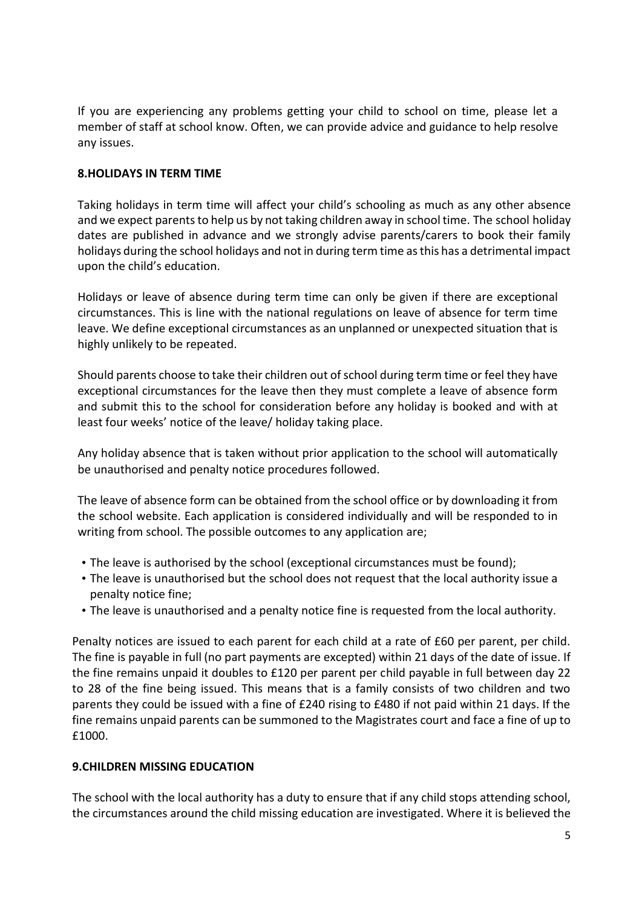If you are experiencing any problems getting your child to school on time, please let a member of staff at school know. Often, we can provide advice and guidance to help resolve any issues.

**8.HOLIDAYS IN TERM TIME**

Taking holidays in term time will affect your child's schooling as much as any other absence and we expect parents to help us by not taking children away in school time. The school holiday dates are published in advance and we strongly advise parents/carers to book their family holidays during the school holidays and not in during term time as this has a detrimental impact upon the child's education.

Holidays or leave of absence during term time can only be given if there are exceptional circumstances. This is line with the national regulations on leave of absence for term time leave. We define exceptional circumstances as an unplanned or unexpected situation that is highly unlikely to be repeated.

Should parents choose to take their children out of school during term time or feel they have exceptional circumstances for the leave then they must complete a leave of absence form and submit this to the school for consideration before any holiday is booked and with at least four weeks' notice of the leave/ holiday taking place.

Any holiday absence that is taken without prior application to the school will automatically be unauthorised and penalty notice procedures followed.

The leave of absence form can be obtained from the school office or by downloading it from the school website. Each application is considered individually and will be responded to in writing from school. The possible outcomes to any application are;

- The leave is authorised by the school (exceptional circumstances must be found);
- The leave is unauthorised but the school does not request that the local authority issue a penalty notice fine;
- The leave is unauthorised and a penalty notice fine is requested from the local authority.

Penalty notices are issued to each parent for each child at a rate of £60 per parent, per child. The fine is payable in full (no part payments are excepted) within 21 days of the date of issue. If the fine remains unpaid it doubles to £120 per parent per child payable in full between day 22 to 28 of the fine being issued. This means that is a family consists of two children and two parents they could be issued with a fine of £240 rising to £480 if not paid within 21 days. If the fine remains unpaid parents can be summoned to the Magistrates court and face a fine of up to £1000.

**9.CHILDREN MISSING EDUCATION**

The school with the local authority has a duty to ensure that if any child stops attending school, the circumstances around the child missing education are investigated. Where it is believed the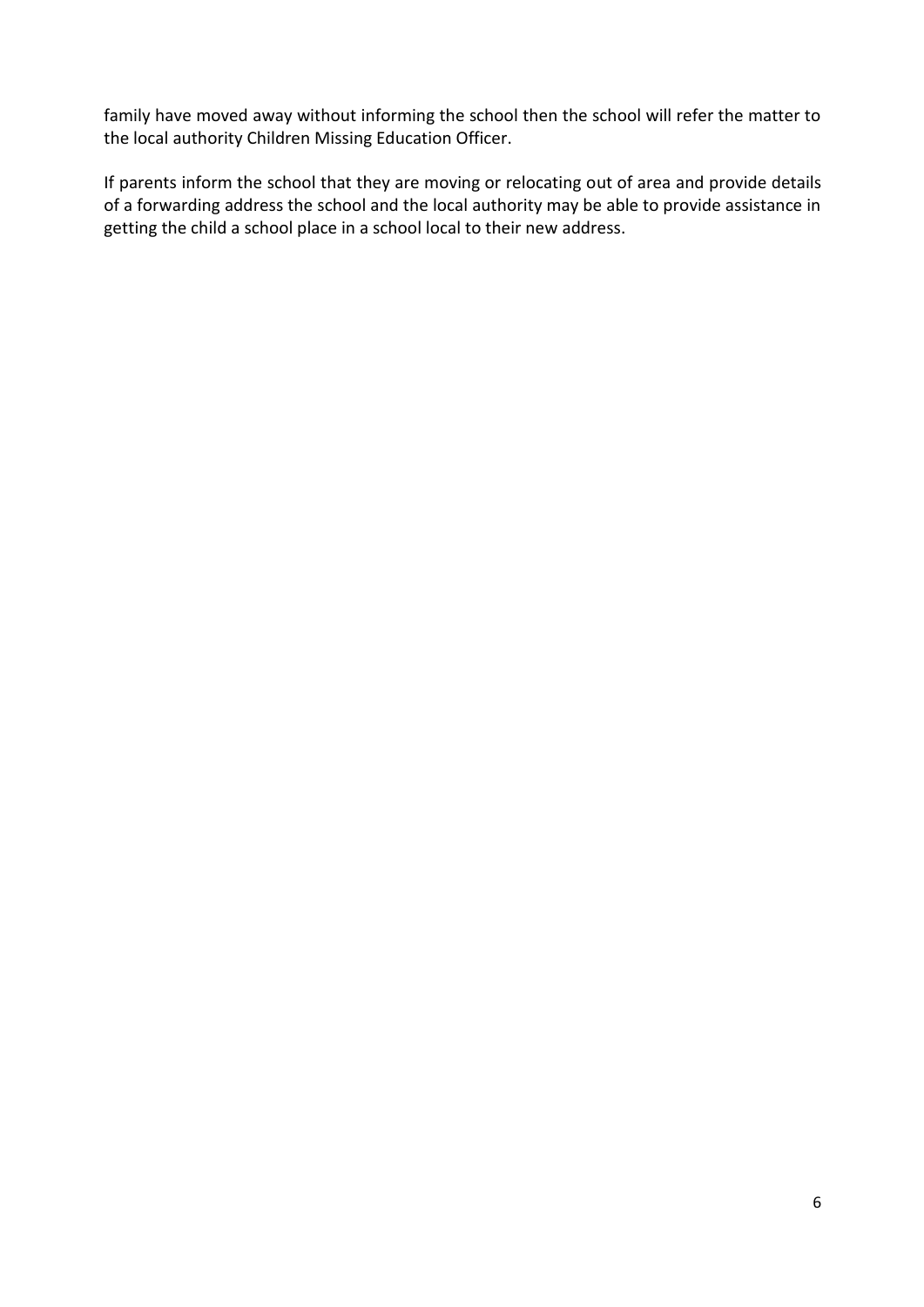family have moved away without informing the school then the school will refer the matter to the local authority Children Missing Education Officer.

If parents inform the school that they are moving or relocating out of area and provide details of a forwarding address the school and the local authority may be able to provide assistance in getting the child a school place in a school local to their new address.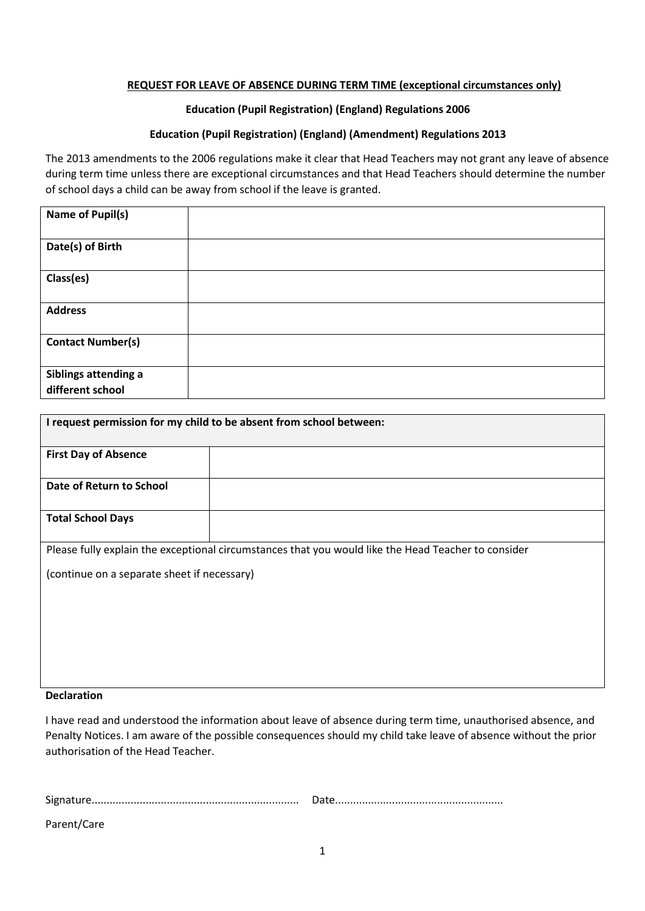**REQUEST FOR LEAVE OF ABSENCE DURING TERM TIME (exceptional circumstances only)**

**Education (Pupil Registration) (England) Regulations 2006**

**Education (Pupil Registration) (England) (Amendment) Regulations 2013**

The 2013 amendments to the 2006 regulations make it clear that Head Teachers may not grant any leave of absence during term time unless there are exceptional circumstances and that Head Teachers should determine the number of school days a child can be away from school if the leave is granted.

| | |
|---|---|
| **Name of Pupil(s)** | |
| **Date(s) of Birth** | |
| **Class(es)** | |
| **Address** | |
| **Contact Number(s)** | |
| **Siblings attending a different school** | |

| **I request permission for my child to be absent from school between:** | |
|---|---|
| **First Day of Absence** | |
| **Date of Return to School** | |
| **Total School Days** | |

Please fully explain the exceptional circumstances that you would like the Head Teacher to consider

(continue on a separate sheet if necessary)

**Declaration**

I have read and understood the information about leave of absence during term time, unauthorised absence, and Penalty Notices. I am aware of the possible consequences should my child take leave of absence without the prior authorisation of the Head Teacher.

Signature.................................................................... Date.......................................................

Parent/Care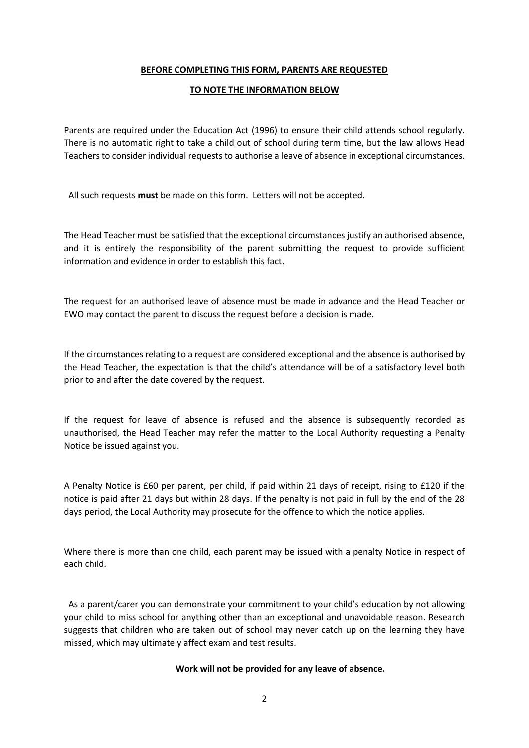**BEFORE COMPLETING THIS FORM, PARENTS ARE REQUESTED**

**TO NOTE THE INFORMATION BELOW**

Parents are required under the Education Act (1996) to ensure their child attends school regularly. There is no automatic right to take a child out of school during term time, but the law allows Head Teachers to consider individual requests to authorise a leave of absence in exceptional circumstances.

All such requests **must** be made on this form. Letters will not be accepted.

The Head Teacher must be satisfied that the exceptional circumstances justify an authorised absence, and it is entirely the responsibility of the parent submitting the request to provide sufficient information and evidence in order to establish this fact.

The request for an authorised leave of absence must be made in advance and the Head Teacher or EWO may contact the parent to discuss the request before a decision is made.

If the circumstances relating to a request are considered exceptional and the absence is authorised by the Head Teacher, the expectation is that the child's attendance will be of a satisfactory level both prior to and after the date covered by the request.

If the request for leave of absence is refused and the absence is subsequently recorded as unauthorised, the Head Teacher may refer the matter to the Local Authority requesting a Penalty Notice be issued against you.

A Penalty Notice is £60 per parent, per child, if paid within 21 days of receipt, rising to £120 if the notice is paid after 21 days but within 28 days. If the penalty is not paid in full by the end of the 28 days period, the Local Authority may prosecute for the offence to which the notice applies.

Where there is more than one child, each parent may be issued with a penalty Notice in respect of each child.

As a parent/carer you can demonstrate your commitment to your child's education by not allowing your child to miss school for anything other than an exceptional and unavoidable reason. Research suggests that children who are taken out of school may never catch up on the learning they have missed, which may ultimately affect exam and test results.

**Work will not be provided for any leave of absence.**